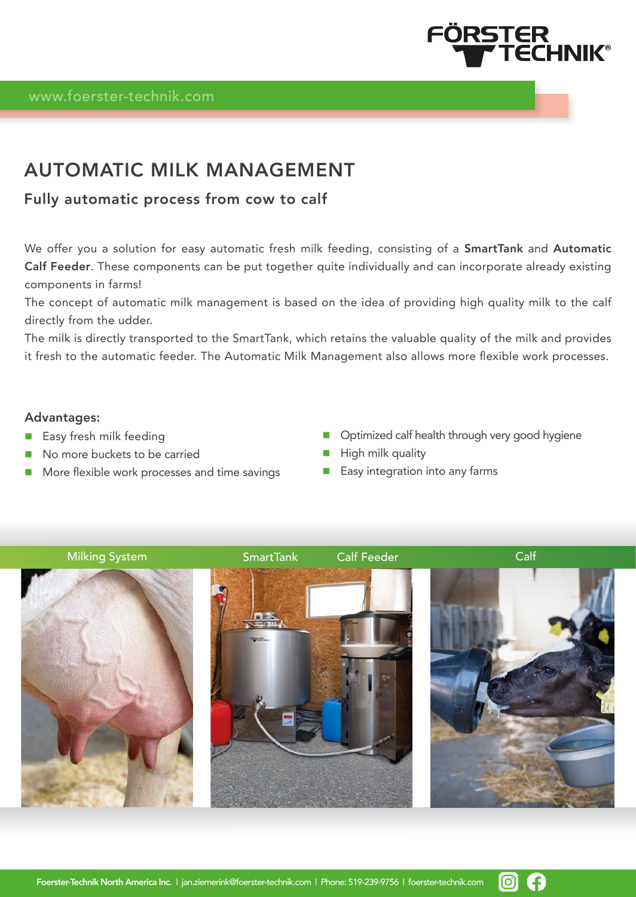FÖRSTER TECHNIK®

www.foerster-technik.com

# AUTOMATIC MILK MANAGEMENT

## Fully automatic process from cow to calf

We offer you a solution for easy automatic fresh milk feeding, consisting of a **SmartTank** and **Automatic Calf Feeder**. These components can be put together quite individually and can incorporate already existing components in farms!
The concept of automatic milk management is based on the idea of providing high quality milk to the calf directly from the udder.
The milk is directly transported to the SmartTank, which retains the valuable quality of the milk and provides it fresh to the automatic feeder. The Automatic Milk Management also allows more flexible work processes.

### Advantages:

- Easy fresh milk feeding
- No more buckets to be carried
- More flexible work processes and time savings
- Optimized calf health through very good hygiene
- High milk quality
- Easy integration into any farms

Milking System | SmartTank | Calf Feeder | Calf

**Foerster-Technik North America Inc.** | jan.ziemerink@foerster-technik.com | Phone: 519-239-9756 | foerster-technik.com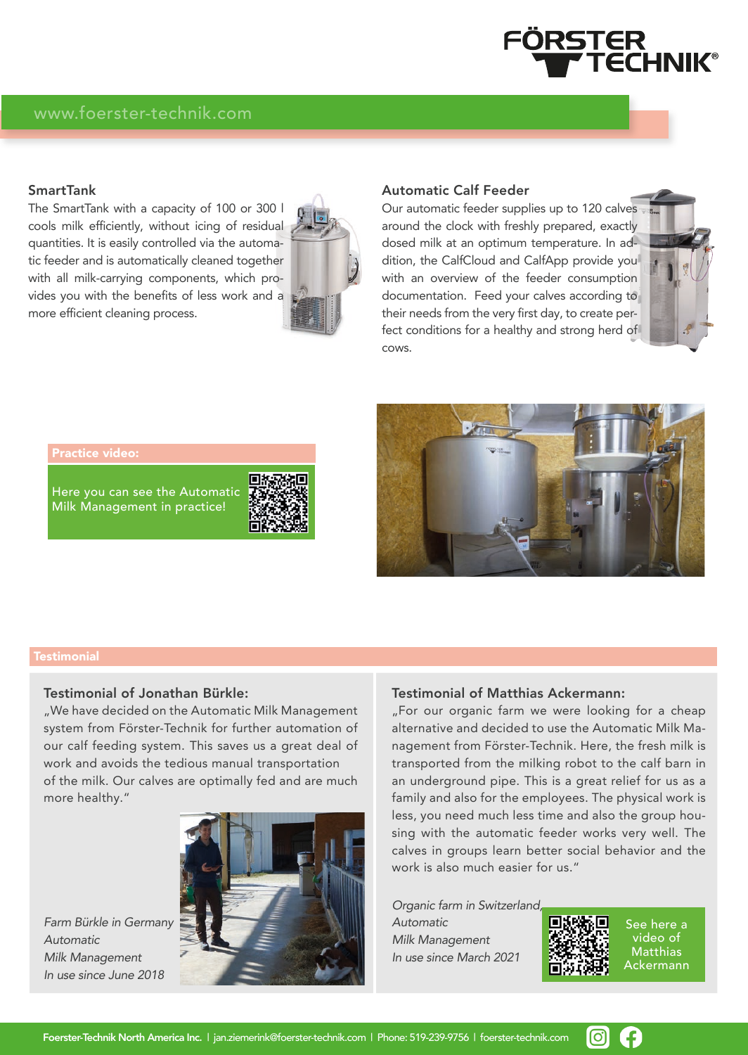FÖRSTER TECHNIK®

www.foerster-technik.com

## SmartTank

The SmartTank with a capacity of 100 or 300 l cools milk efficiently, without icing of residual quantities. It is easily controlled via the automatic feeder and is automatically cleaned together with all milk-carrying components, which provides you with the benefits of less work and a more efficient cleaning process.

## Automatic Calf Feeder

Our automatic feeder supplies up to 120 calves around the clock with freshly prepared, exactly dosed milk at an optimum temperature. In addition, the CalfCloud and CalfApp provide you with an overview of the feeder consumption documentation. Feed your calves according to their needs from the very first day, to create perfect conditions for a healthy and strong herd of cows.

**Practice video:**

Here you can see the Automatic Milk Management in practice!

## Testimonial

### Testimonial of Jonathan Bürkle:

„We have decided on the Automatic Milk Management system from Förster-Technik for further automation of our calf feeding system. This saves us a great deal of work and avoids the tedious manual transportation of the milk. Our calves are optimally fed and are much more healthy."

*Farm Bürkle in Germany*
*Automatic*
*Milk Management*
*In use since June 2018*

### Testimonial of Matthias Ackermann:

„For our organic farm we were looking for a cheap alternative and decided to use the Automatic Milk Management from Förster-Technik. Here, the fresh milk is transported from the milking robot to the calf barn in an underground pipe. This is a great relief for us as a family and also for the employees. The physical work is less, you need much less time and also the group housing with the automatic feeder works very well. The calves in groups learn better social behavior and the work is also much easier for us."

*Organic farm in Switzerland,*
*Automatic*
*Milk Management*
*In use since March 2021*

See here a video of Matthias Ackermann

**Foerster-Technik North America Inc.** | jan.ziemerink@foerster-technik.com | Phone: 519-239-9756 | foerster-technik.com